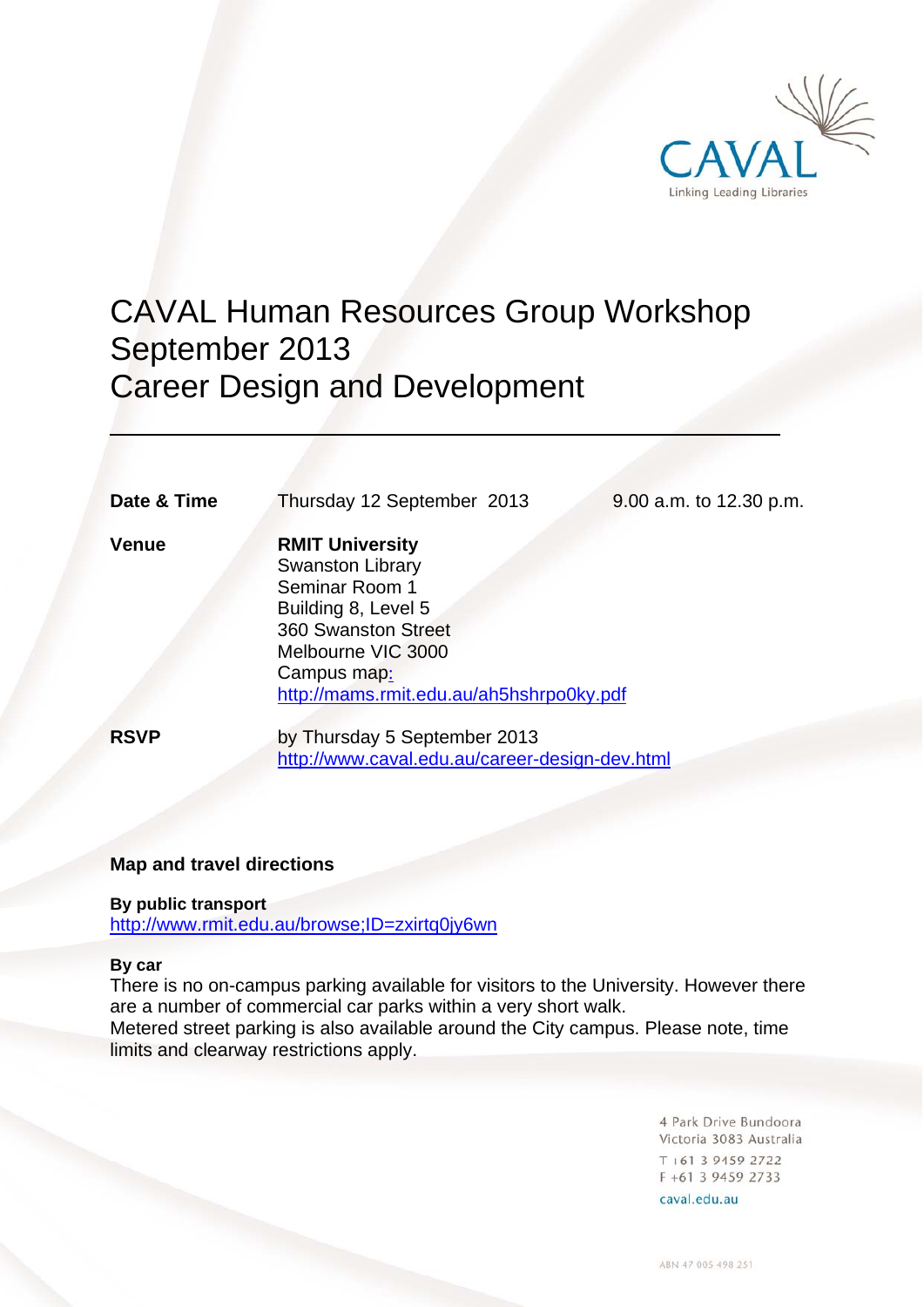CAVAL

Linking Leading Libraries

# CAVAL Human Resources Group Workshop September 2013 Career Design and Development

| | | |
|---|---|---|
| **Date & Time** | Thursday 12 September 2013 | 9.00 a.m. to 12.30 p.m. |
| **Venue** | **RMIT University**<br>Swanston Library<br>Seminar Room 1<br>Building 8, Level 5<br>360 Swanston Street<br>Melbourne VIC 3000<br>Campus map: http://mams.rmit.edu.au/ah5hshrpo0ky.pdf | |
| **RSVP** | by Thursday 5 September 2013<br>http://www.caval.edu.au/career-design-dev.html | |

**Map and travel directions**

**By public transport**
http://www.rmit.edu.au/browse;ID=zxirtq0jy6wn

**By car**
There is no on-campus parking available for visitors to the University. However there are a number of commercial car parks within a very short walk.
Metered street parking is also available around the City campus. Please note, time limits and clearway restrictions apply.

4 Park Drive Bundoora
Victoria 3083 Australia
T +61 3 9459 2722
F +61 3 9459 2733
caval.edu.au

ABN 47 005 498 251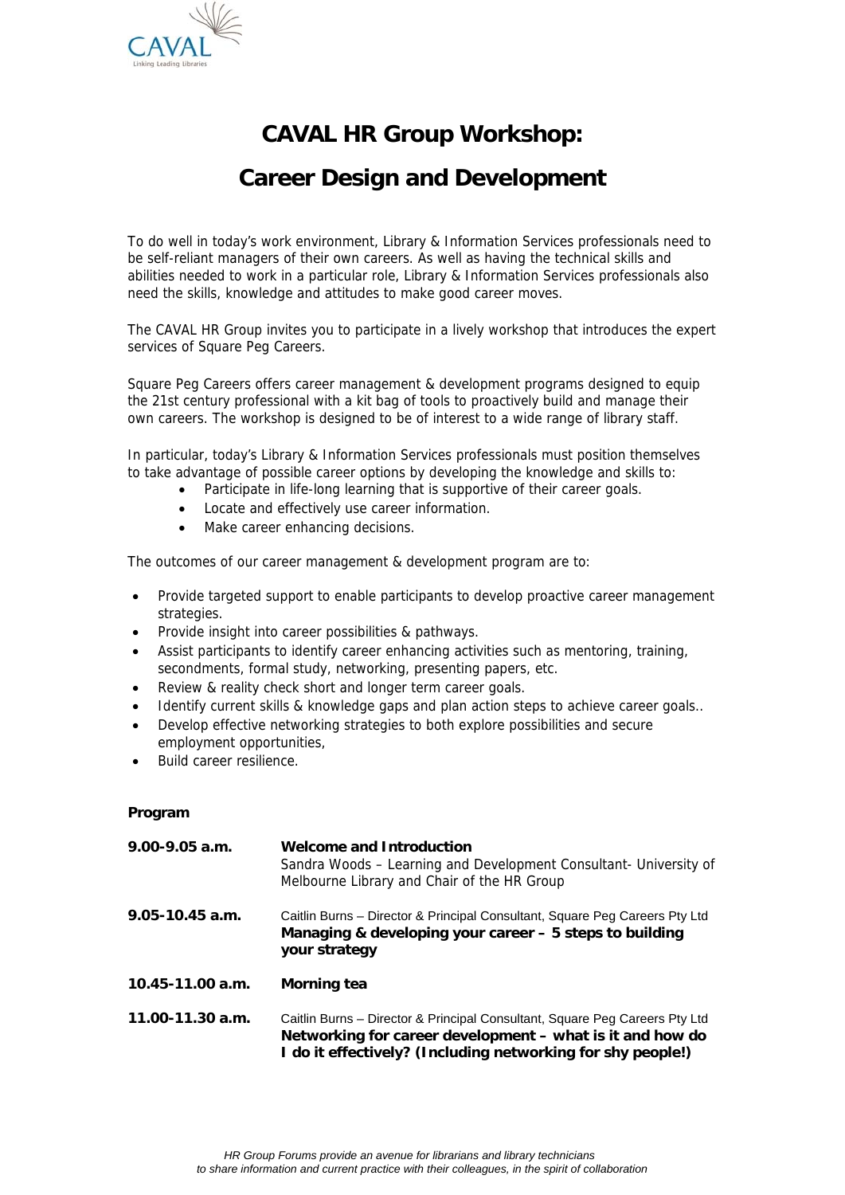# CAVAL HR Group Workshop:

# Career Design and Development

To do well in today's work environment, Library & Information Services professionals need to be self-reliant managers of their own careers. As well as having the technical skills and abilities needed to work in a particular role, Library & Information Services professionals also need the skills, knowledge and attitudes to make good career moves.

The CAVAL HR Group invites you to participate in a lively workshop that introduces the expert services of Square Peg Careers.

Square Peg Careers offers career management & development programs designed to equip the 21st century professional with a kit bag of tools to proactively build and manage their own careers. The workshop is designed to be of interest to a wide range of library staff.

In particular, today's Library & Information Services professionals must position themselves to take advantage of possible career options by developing the knowledge and skills to:

- Participate in life-long learning that is supportive of their career goals.
- Locate and effectively use career information.
- Make career enhancing decisions.

The outcomes of our career management & development program are to:

- Provide targeted support to enable participants to develop proactive career management strategies.
- Provide insight into career possibilities & pathways.
- Assist participants to identify career enhancing activities such as mentoring, training, secondments, formal study, networking, presenting papers, etc.
- Review & reality check short and longer term career goals.
- Identify current skills & knowledge gaps and plan action steps to achieve career goals..
- Develop effective networking strategies to both explore possibilities and secure employment opportunities,
- Build career resilience.

**Program**

| | |
|---|---|
| **9.00-9.05 a.m.** | **Welcome and Introduction**<br>Sandra Woods – Learning and Development Consultant- University of Melbourne Library and Chair of the HR Group |
| **9.05-10.45 a.m.** | Caitlin Burns – Director & Principal Consultant, Square Peg Careers Pty Ltd<br>**Managing & developing your career – 5 steps to building your strategy** |
| **10.45-11.00 a.m.** | **Morning tea** |
| **11.00-11.30 a.m.** | Caitlin Burns – Director & Principal Consultant, Square Peg Careers Pty Ltd<br>**Networking for career development – what is it and how do I do it effectively? (Including networking for shy people!)** |

*HR Group Forums provide an avenue for librarians and library technicians to share information and current practice with their colleagues, in the spirit of collaboration*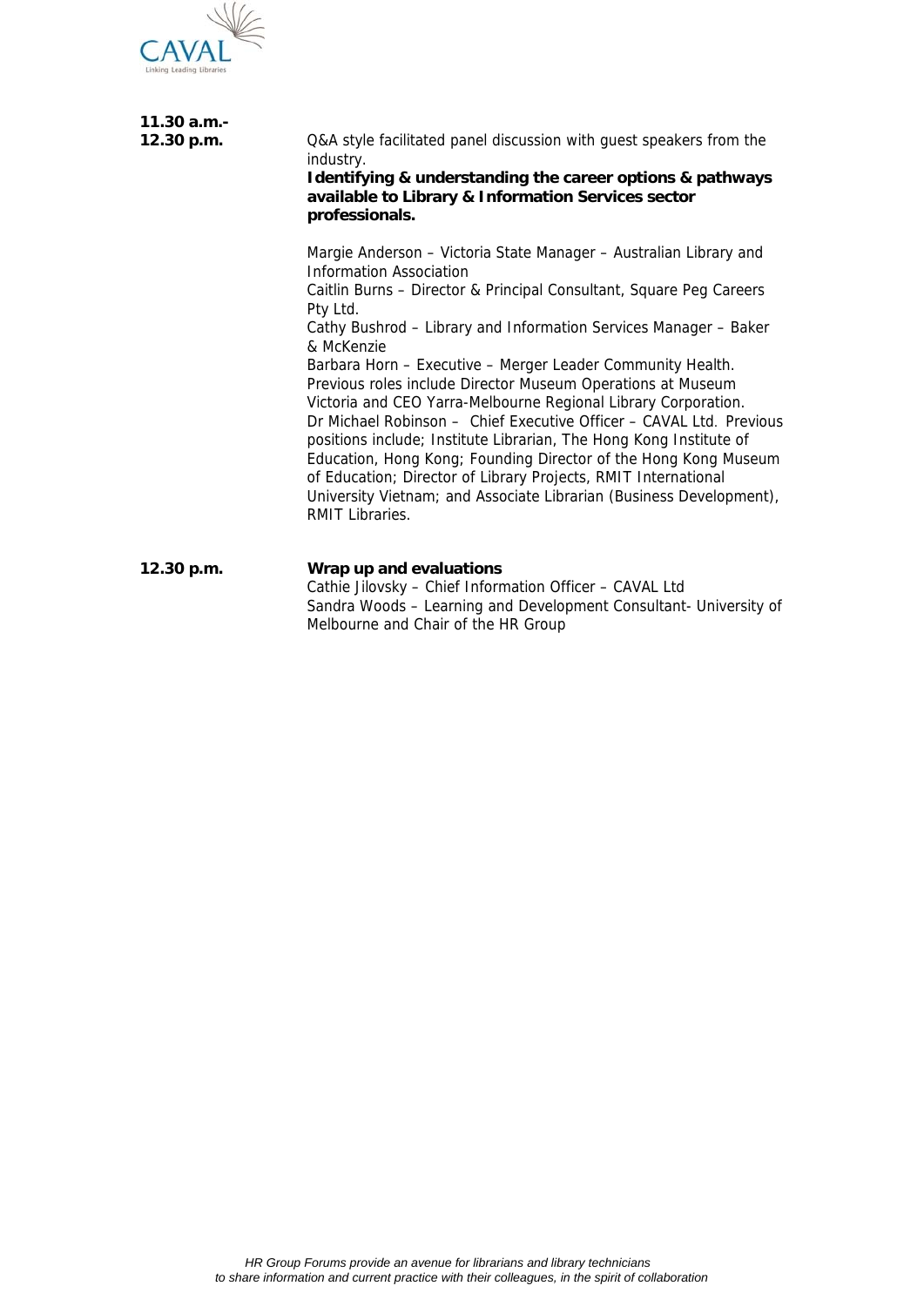**11.30 a.m.- 12.30 p.m.**

Q&A style facilitated panel discussion with guest speakers from the industry.

**Identifying & understanding the career options & pathways available to Library & Information Services sector professionals.**

Margie Anderson – Victoria State Manager – Australian Library and Information Association
Caitlin Burns – Director & Principal Consultant, Square Peg Careers Pty Ltd.
Cathy Bushrod – Library and Information Services Manager – Baker & McKenzie
Barbara Horn – Executive – Merger Leader Community Health. Previous roles include Director Museum Operations at Museum Victoria and CEO Yarra-Melbourne Regional Library Corporation.
Dr Michael Robinson – Chief Executive Officer – CAVAL Ltd. Previous positions include; Institute Librarian, The Hong Kong Institute of Education, Hong Kong; Founding Director of the Hong Kong Museum of Education; Director of Library Projects, RMIT International University Vietnam; and Associate Librarian (Business Development), RMIT Libraries.

**12.30 p.m.**

**Wrap up and evaluations**
Cathie Jilovsky – Chief Information Officer – CAVAL Ltd
Sandra Woods – Learning and Development Consultant- University of Melbourne and Chair of the HR Group